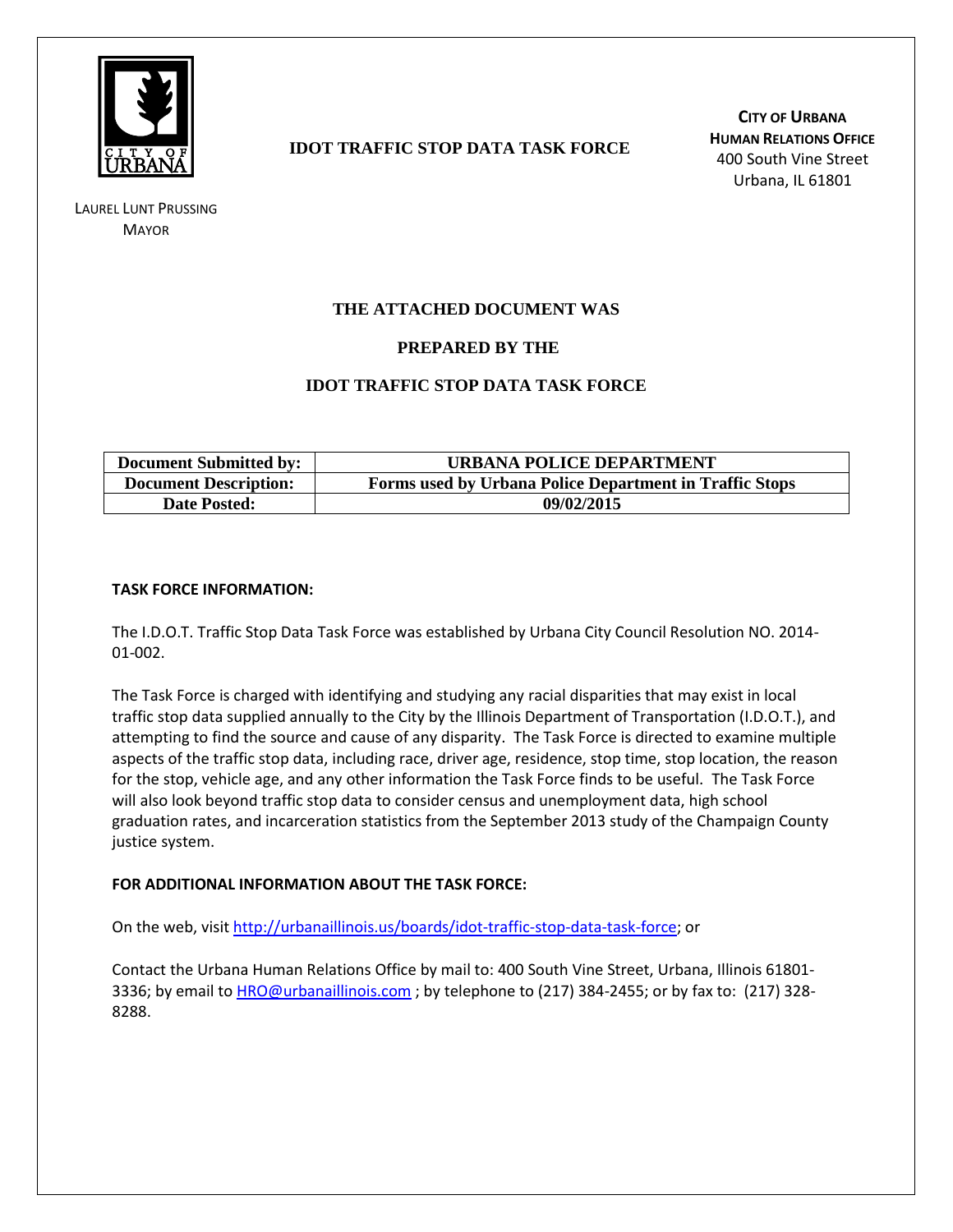**IDOT TRAFFIC STOP DATA TASK FORCE**

**CITY OF URBANA**
**HUMAN RELATIONS OFFICE**
400 South Vine Street
Urbana, IL 61801

LAUREL LUNT PRUSSING
MAYOR

**THE ATTACHED DOCUMENT WAS**

**PREPARED BY THE**

**IDOT TRAFFIC STOP DATA TASK FORCE**

| **Document Submitted by:** | **URBANA POLICE DEPARTMENT** |
|---|---|
| **Document Description:** | **Forms used by Urbana Police Department in Traffic Stops** |
| **Date Posted:** | **09/02/2015** |

**TASK FORCE INFORMATION:**

The I.D.O.T. Traffic Stop Data Task Force was established by Urbana City Council Resolution NO. 2014-01-002.

The Task Force is charged with identifying and studying any racial disparities that may exist in local traffic stop data supplied annually to the City by the Illinois Department of Transportation (I.D.O.T.), and attempting to find the source and cause of any disparity. The Task Force is directed to examine multiple aspects of the traffic stop data, including race, driver age, residence, stop time, stop location, the reason for the stop, vehicle age, and any other information the Task Force finds to be useful. The Task Force will also look beyond traffic stop data to consider census and unemployment data, high school graduation rates, and incarceration statistics from the September 2013 study of the Champaign County justice system.

**FOR ADDITIONAL INFORMATION ABOUT THE TASK FORCE:**

On the web, visit http://urbanaillinois.us/boards/idot-traffic-stop-data-task-force; or

Contact the Urbana Human Relations Office by mail to: 400 South Vine Street, Urbana, Illinois 61801-3336; by email to HRO@urbanaillinois.com ; by telephone to (217) 384-2455; or by fax to: (217) 328-8288.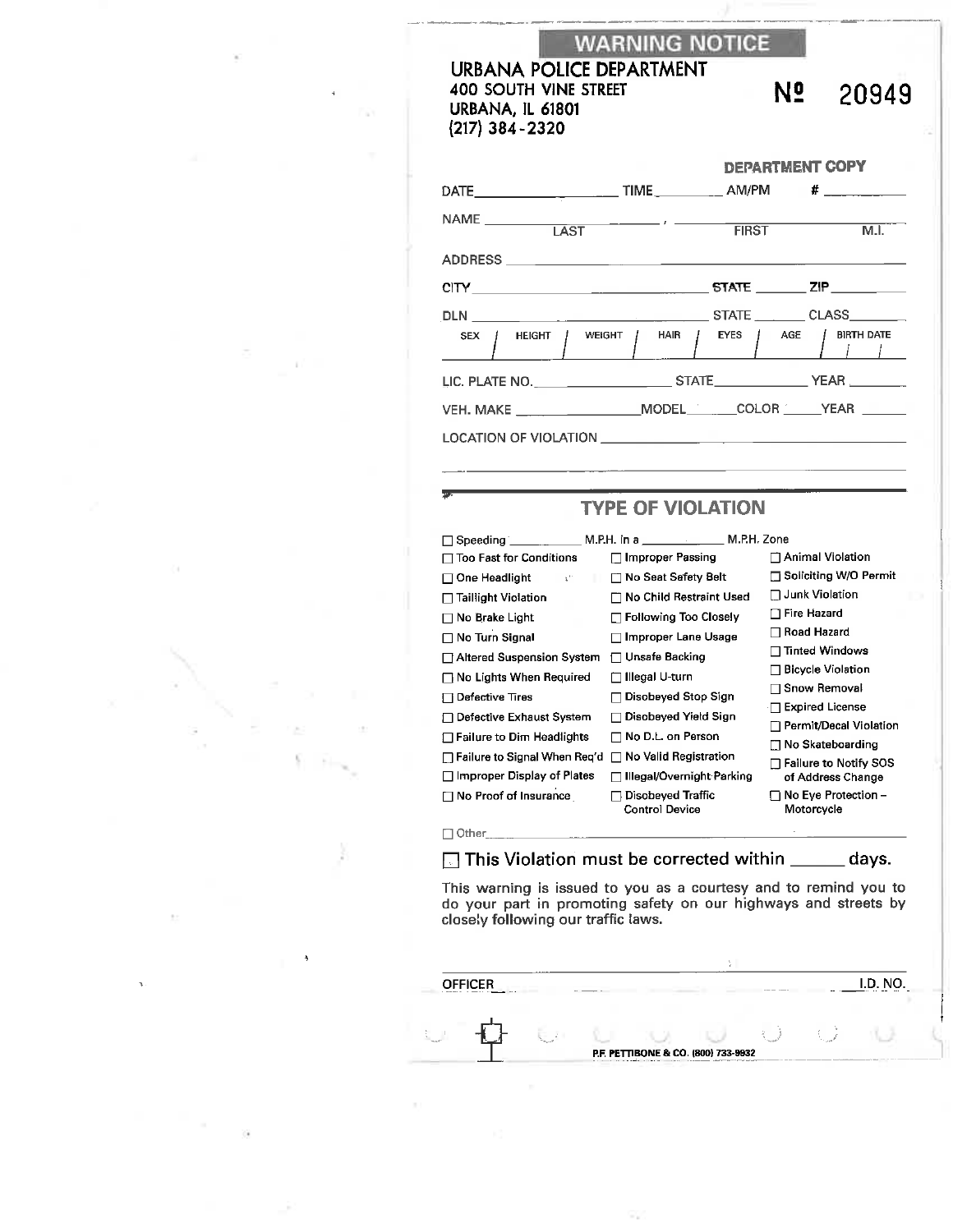# WARNING NOTICE

**URBANA POLICE DEPARTMENT**
400 SOUTH VINE STREET
URBANA, IL 61801
(217) 384-2320

**№ 20949**

**DEPARTMENT COPY**

DATE__________ TIME______ AM/PM # ______

NAME __________ , __________ __
LAST FIRST M.I.

ADDRESS ______________________________

CITY ______________ STATE ______ ZIP ______

DLN ______________ STATE ______ CLASS______

| SEX | HEIGHT | WEIGHT | HAIR | EYES | AGE | BIRTH DATE |
|---|---|---|---|---|---|---|
| | | | | | | / / |

LIC. PLATE NO.__________ STATE__________ YEAR ______

VEH. MAKE __________ MODEL______ COLOR______ YEAR ______

LOCATION OF VIOLATION ______________________________

______________________________

## TYPE OF VIOLATION

☐ Speeding ________ M.P.H. in a ________ M.P.H. Zone

- ☐ Too Fast for Conditions
- ☐ One Headlight
- ☐ Taillight Violation
- ☐ No Brake Light
- ☐ No Turn Signal
- ☐ Altered Suspension System
- ☐ No Lights When Required
- ☐ Defective Tires
- ☐ Defective Exhaust System
- ☐ Failure to Dim Headlights
- ☐ Failure to Signal When Req'd
- ☐ Improper Display of Plates
- ☐ No Proof of Insurance
- ☐ Improper Passing
- ☐ No Seat Safety Belt
- ☐ No Child Restraint Used
- ☐ Following Too Closely
- ☐ Improper Lane Usage
- ☐ Unsafe Backing
- ☐ Illegal U-turn
- ☐ Disobeyed Stop Sign
- ☐ Disobeyed Yield Sign
- ☐ No D.L. on Person
- ☐ No Valid Registration
- ☐ Illegal/Overnight Parking
- ☐ Disobeyed Traffic Control Device
- ☐ Animal Violation
- ☐ Soliciting W/O Permit
- ☐ Junk Violation
- ☐ Fire Hazard
- ☐ Road Hazard
- ☐ Tinted Windows
- ☐ Bicycle Violation
- ☐ Snow Removal
- ☐ Expired License
- ☐ Permit/Decal Violation
- ☐ No Skateboarding
- ☐ Failure to Notify SOS of Address Change
- ☐ No Eye Protection – Motorcycle

☐ Other______________________________

☐ This Violation must be corrected within ______ days.

This warning is issued to you as a courtesy and to remind you to do your part in promoting safety on our highways and streets by closely following our traffic laws.

______________________________

OFFICER ______________________ I.D. NO.

P.F. PETTIBONE & CO. (800) 733-9932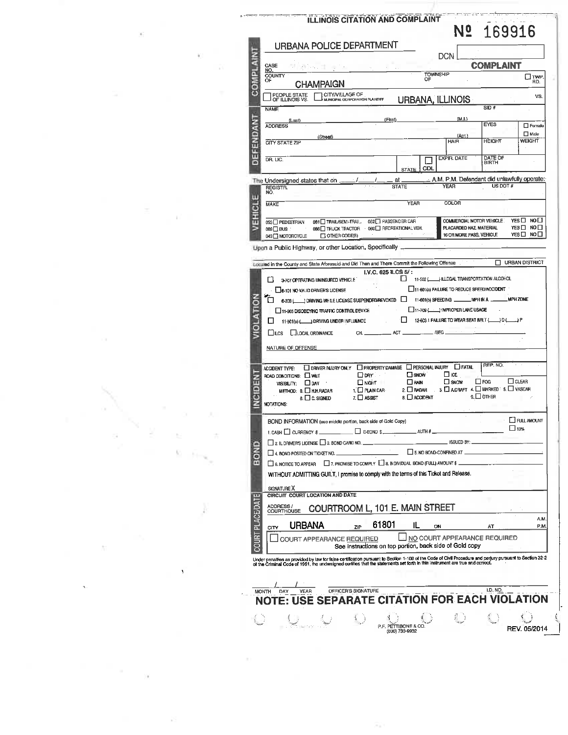# ILLINOIS CITATION AND COMPLAINT

**№ 169916**

## COMPLAINT

URBANA POLICE DEPARTMENT

DCN

**COMPLAINT**

CASE NO.

COUNTY OF CHAMPAIGN

TOWNSHIP OF

☐ TWP. RD.

☐ PEOPLE STATE OF ILLINOIS VS. ☐ CITY/VILLAGE OF MUNICIPAL CORPORATION PLAINTIFF **URBANA, ILLINOIS** VS.

## DEFENDANT

NAME (Last) (First) (M.I.)

SID #

ADDRESS (Street) (Apt.)

EYES ☐ Female ☐ Male

CITY STATE ZIP

HAIR HEIGHT WEIGHT

DR. LIC. STATE ☐ CDL EXPIR. DATE DATE OF BIRTH

The Undersigned states that on ___/___/___ at ______ A.M. P.M. Defendant did unlawfully operate:

## VEHICLE

REGISTR. NO. STATE YEAR US DOT #

MAKE YEAR COLOR

053 ☐ PEDESTRIAN 061 ☐ TRAIL/SEMI-TRAIL 052 ☐ PASSENGER CAR

009 ☐ BUS 066 ☐ TRUCK TRACTOR 060 ☐ RECREATIONAL VEH.

049 ☐ MOTORCYCLE ☐ OTHER CODE(S)

COMMERCIAL MOTOR VEHICLE YES ☐ NO ☐

PLACARDED HAZ. MATERIAL YES ☐ NO ☐

16 OR MORE PASS. VEHICLE YES ☐ NO ☐

Upon a Public Highway, or other Location, Specifically ______

Located in the County and State Aforesaid and Did Then and There Commit the Following Offense ☐ URBAN DISTRICT

## VIOLATION

I.V.C. 625 ILCS 5/ :

☐ 3-707 OPERATING UNINSURED VEHICLE

☐ 11-502 (___) ILLEGAL TRANSPORTATION ALCOHOL

☐ 6-101 NO VALID DRIVER'S LICENSE

☐ 11-601(a) FAILURE TO REDUCE SPEED/ACCIDENT

☐ 6-303 (___) DRIVING WHILE LICENSE SUSPENDED/REVOKED

☐ 11-601(b) SPEEDING ______ MPH IN A ______ MPH ZONE

☐ 11-305 DISOBEYING TRAFFIC CONTROL DEVICE

☐ 11-709 (___) IMPROPER LANE USAGE

☐ 11-501(a) (___) DRIVING UNDER INFLUENCE

☐ 12-603.1 FAILURE TO WEAR SEAT BELT (___) D (___) P

☐ ILCS ☐ LOCAL ORDINANCE CH. ______ ACT ______ /SEC ______

NATURE OF OFFENSE

## INCIDENT

ACCIDENT TYPE: ☐ DRIVER INJURY ONLY ☐ PROPERTY DAMAGE ☐ PERSONAL INJURY ☐ FATAL

REP. NO.

ROAD CONDITIONS: ☐ WET ☐ DRY ☐ SNOW ☐ ICE

VISIBILITY: ☐ DAY ☐ NIGHT ☐ RAIN ☐ SNOW ☐ FOG ☐ CLEAR

METHOD: 0. ☐ H.H.RADAR 1. ☐ PLAIN CAR 2. ☐ RADAR 3. ☐ A.CRAFT 4. ☐ MARKED 5. ☐ VASCAR

6. ☐ C. SIGNED 7. ☐ ASSIST 8. ☐ ACCIDENT 9. ☐ OTHER

NOTATIONS:

## BOND

BOND INFORMATION (see middle portion, back side of Gold Copy)

☐ FULL AMOUNT ☐ 10%

1. CASH ☐ CURRENCY $ ______ ☐ E-BOND $ ______ AUTH # ______

☐ 2. IL DRIVER'S LICENSE ☐ 3. BOND CARD NO. ______ ISSUED BY: ______

☐ 4. BOND POSTED ON TICKET NO. ______ ☐ 5. NO BOND-CONFINED AT ______

☐ 6. NOTICE TO APPEAR ☐ 7. PROMISE TO COMPLY ☐ 8. INDIVIDUAL BOND (FULL) AMOUNT $ ______

WITHOUT ADMITTING GUILT, I promise to comply with the terms of this Ticket and Release.

SIGNATURE X

## COURT PLACE/DATE

CIRCUIT COURT LOCATION AND DATE

ADDRESS / COURTHOUSE **COURTROOM L, 101 E. MAIN STREET**

CITY **URBANA** ZIP **61801** **IL** ON ______ AT ______ A.M. P.M.

☐ COURT APPEARANCE REQUIRED ☐ NO COURT APPEARANCE REQUIRED

See instructions on top portion, back side of Gold copy

Under penalties as provided by law for false certification pursuant to Section 1-109 of the Code of Civil Procedure and perjury pursuant to Section 32-2 of the Criminal Code of 1961, the undersigned certifies that the statements set forth in this instrument are true and correct.

___/___/___
MONTH DAY YEAR OFFICER'S SIGNATURE I.D. NO.

**NOTE: USE SEPARATE CITATION FOR EACH VIOLATION**

P.F. PETTIBONE & CO. (800) 733-9932

REV. 05/2014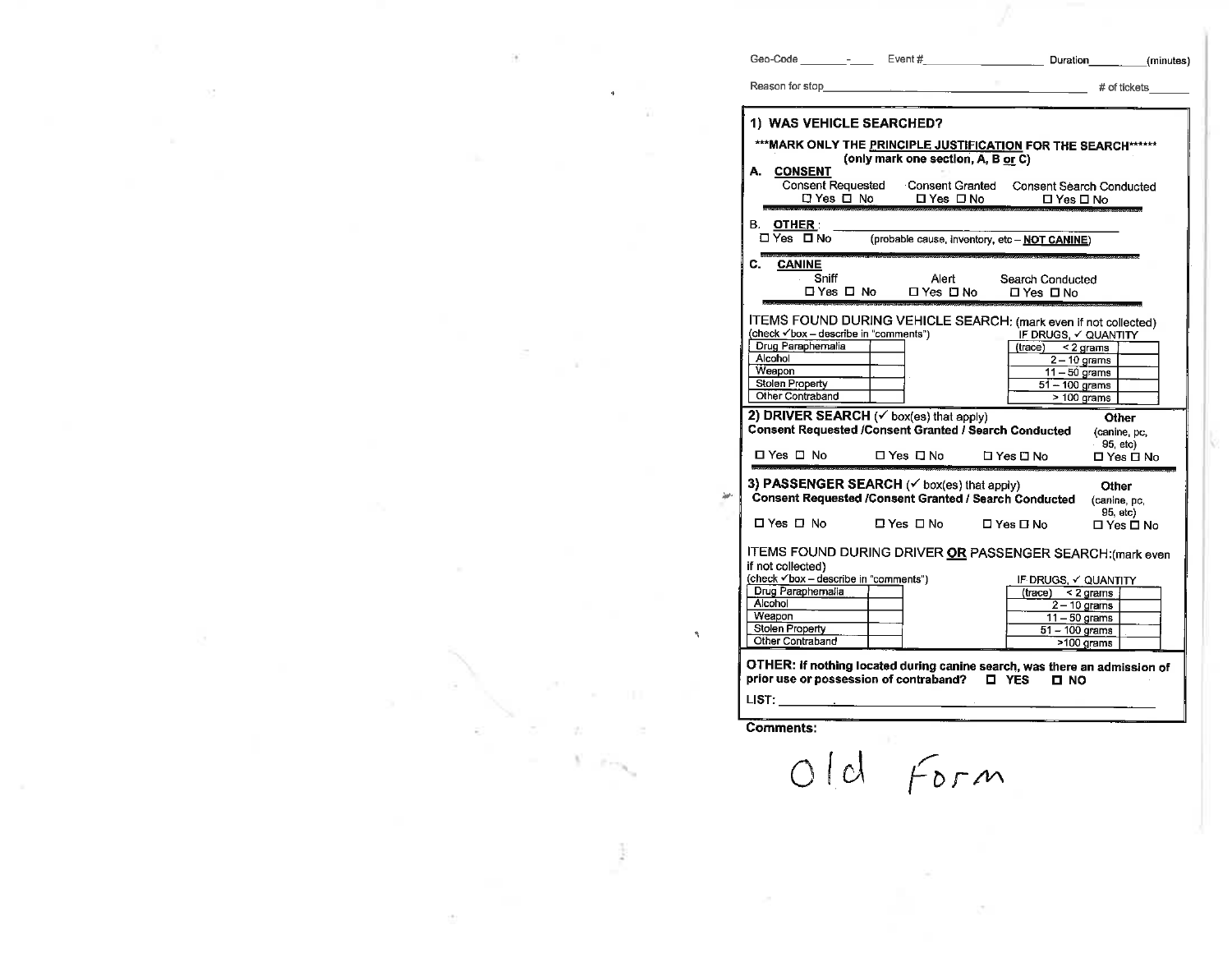Geo-Code ________-____ Event #____________________ Duration__________(minutes)

Reason for stop_____________________________________________ # of tickets_______

## 1) WAS VEHICLE SEARCHED?

**\*\*\*MARK ONLY THE PRINCIPLE JUSTIFICATION FOR THE SEARCH\*\*\*\*\*\***
**(only mark one section, A, B or C)**

**A. CONSENT**

| Consent Requested | Consent Granted | Consent Search Conducted |
|---|---|---|
| ☐ Yes ☐ No | ☐ Yes ☐ No | ☐ Yes ☐ No |

**B. OTHER**: ______________________________________

☐ Yes ☐ No (probable cause, inventory, etc – **NOT CANINE**)

**C. CANINE**

| Sniff | Alert | Search Conducted |
|---|---|---|
| ☐ Yes ☐ No | ☐ Yes ☐ No | ☐ Yes ☐ No |

ITEMS FOUND DURING VEHICLE SEARCH: (mark even if not collected)
(check ✓box – describe in "comments")

| Item | |
|---|---|
| Drug Paraphernalia | |
| Alcohol | |
| Weapon | |
| Stolen Property | |
| Other Contraband | |

IF DRUGS, ✓ QUANTITY

| Quantity | |
|---|---|
| (trace) < 2 grams | |
| 2 – 10 grams | |
| 11 – 50 grams | |
| 51 – 100 grams | |
| > 100 grams | |

## 2) DRIVER SEARCH (✓ box(es) that apply)

| Consent Requested | Consent Granted | Search Conducted | Other (canine, pc, 95, etc) |
|---|---|---|---|
| ☐ Yes ☐ No | ☐ Yes ☐ No | ☐ Yes ☐ No | ☐ Yes ☐ No |

## 3) PASSENGER SEARCH (✓ box(es) that apply)

| Consent Requested | Consent Granted | Search Conducted | Other (canine, pc, 95, etc) |
|---|---|---|---|
| ☐ Yes ☐ No | ☐ Yes ☐ No | ☐ Yes ☐ No | ☐ Yes ☐ No |

ITEMS FOUND DURING DRIVER **OR** PASSENGER SEARCH:(mark even if not collected)
(check ✓box – describe in "comments")

| Item | |
|---|---|
| Drug Paraphernalia | |
| Alcohol | |
| Weapon | |
| Stolen Property | |
| Other Contraband | |

IF DRUGS, ✓ QUANTITY

| Quantity | |
|---|---|
| (trace) < 2 grams | |
| 2 – 10 grams | |
| 11 – 50 grams | |
| 51 – 100 grams | |
| >100 grams | |

**OTHER: If nothing located during canine search, was there an admission of prior use or possession of contraband? ☐ YES ☐ NO**

LIST: ______________________________________________

**Comments:**

Old Form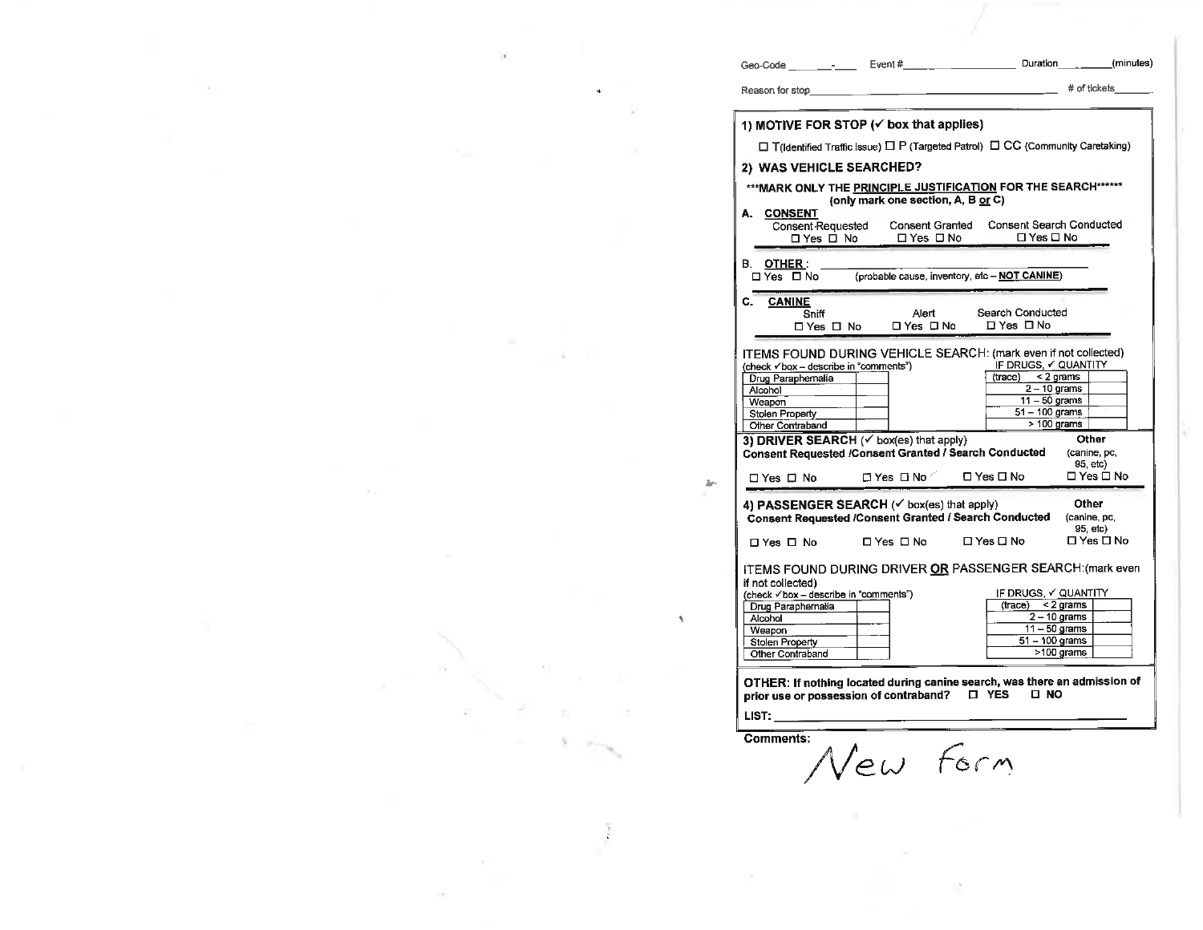Geo-Code ________-____ Event # ____________________ Duration ________(minutes)

Reason for stop __________________________________________ # of tickets ______

## 1) MOTIVE FOR STOP (✓ box that applies)

☐ T(Identified Traffic Issue) ☐ P (Targeted Patrol) ☐ CC (Community Caretaking)

## 2) WAS VEHICLE SEARCHED?

***MARK ONLY THE **PRINCIPLE JUSTIFICATION** FOR THE SEARCH******
**(only mark one section, A, B or C)**

**A. CONSENT**

Consent Requested ☐ Yes ☐ No | Consent Granted ☐ Yes ☐ No | Consent Search Conducted ☐ Yes ☐ No

**B. OTHER:** ______________________________
☐ Yes ☐ No (probable cause, inventory, etc – **NOT CANINE**)

**C. CANINE**

Sniff ☐ Yes ☐ No | Alert ☐ Yes ☐ No | Search Conducted ☐ Yes ☐ No

ITEMS FOUND DURING VEHICLE SEARCH: (mark even if not collected)
(check ✓box – describe in "comments")

| | |
|---|---|
| Drug Paraphernalia | |
| Alcohol | |
| Weapon | |
| Stolen Property | |
| Other Contraband | |

IF DRUGS, ✓ QUANTITY

| | |
|---|---|
| (trace) < 2 grams | |
| 2 – 10 grams | |
| 11 – 50 grams | |
| 51 – 100 grams | |
| > 100 grams | |

## 3) DRIVER SEARCH (✓ box(es) that apply)

**Consent Requested / Consent Granted / Search Conducted** | **Other** (canine, pc, 95, etc)

☐ Yes ☐ No | ☐ Yes ☐ No | ☐ Yes ☐ No | ☐ Yes ☐ No

## 4) PASSENGER SEARCH (✓ box(es) that apply)

**Consent Requested / Consent Granted / Search Conducted** | **Other** (canine, pc, 95, etc)

☐ Yes ☐ No | ☐ Yes ☐ No | ☐ Yes ☐ No | ☐ Yes ☐ No

ITEMS FOUND DURING DRIVER **OR** PASSENGER SEARCH: (mark even if not collected)
(check ✓box – describe in "comments")

| | |
|---|---|
| Drug Paraphernalia | |
| Alcohol | |
| Weapon | |
| Stolen Property | |
| Other Contraband | |

IF DRUGS, ✓ QUANTITY

| | |
|---|---|
| (trace) < 2 grams | |
| 2 – 10 grams | |
| 11 – 50 grams | |
| 51 – 100 grams | |
| >100 grams | |

**OTHER: If nothing located during canine search, was there an admission of prior use or possession of contraband?** ☐ **YES** ☐ **NO**

**LIST:** ______________________________

**Comments:**

New Form